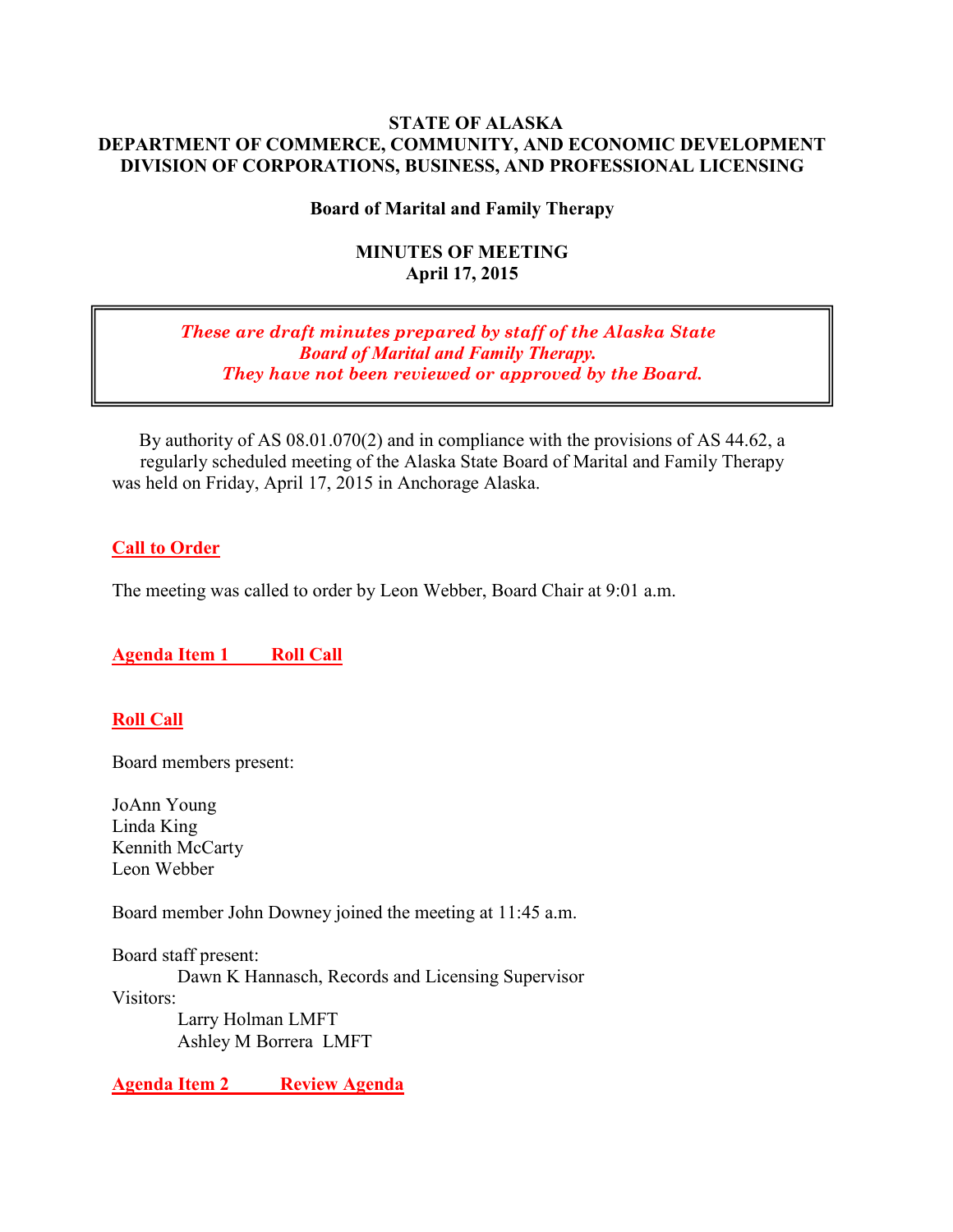**STATE OF ALASKA**
**DEPARTMENT OF COMMERCE, COMMUNITY, AND ECONOMIC DEVELOPMENT**
**DIVISION OF CORPORATIONS, BUSINESS, AND PROFESSIONAL LICENSING**

**Board of Marital and Family Therapy**

**MINUTES OF MEETING**
**April 17, 2015**

> ***These are draft minutes prepared by staff of the Alaska State Board of Marital and Family Therapy. They have not been reviewed or approved by the Board.***

By authority of AS 08.01.070(2) and in compliance with the provisions of AS 44.62, a regularly scheduled meeting of the Alaska State Board of Marital and Family Therapy was held on Friday, April 17, 2015 in Anchorage Alaska.

## Call to Order

The meeting was called to order by Leon Webber, Board Chair at 9:01 a.m.

## Agenda Item 1 Roll Call

## Roll Call

Board members present:

JoAnn Young
Linda King
Kennith McCarty
Leon Webber

Board member John Downey joined the meeting at 11:45 a.m.

Board staff present:
Dawn K Hannasch, Records and Licensing Supervisor

Visitors:
Larry Holman LMFT
Ashley M Borrera LMFT

## Agenda Item 2 Review Agenda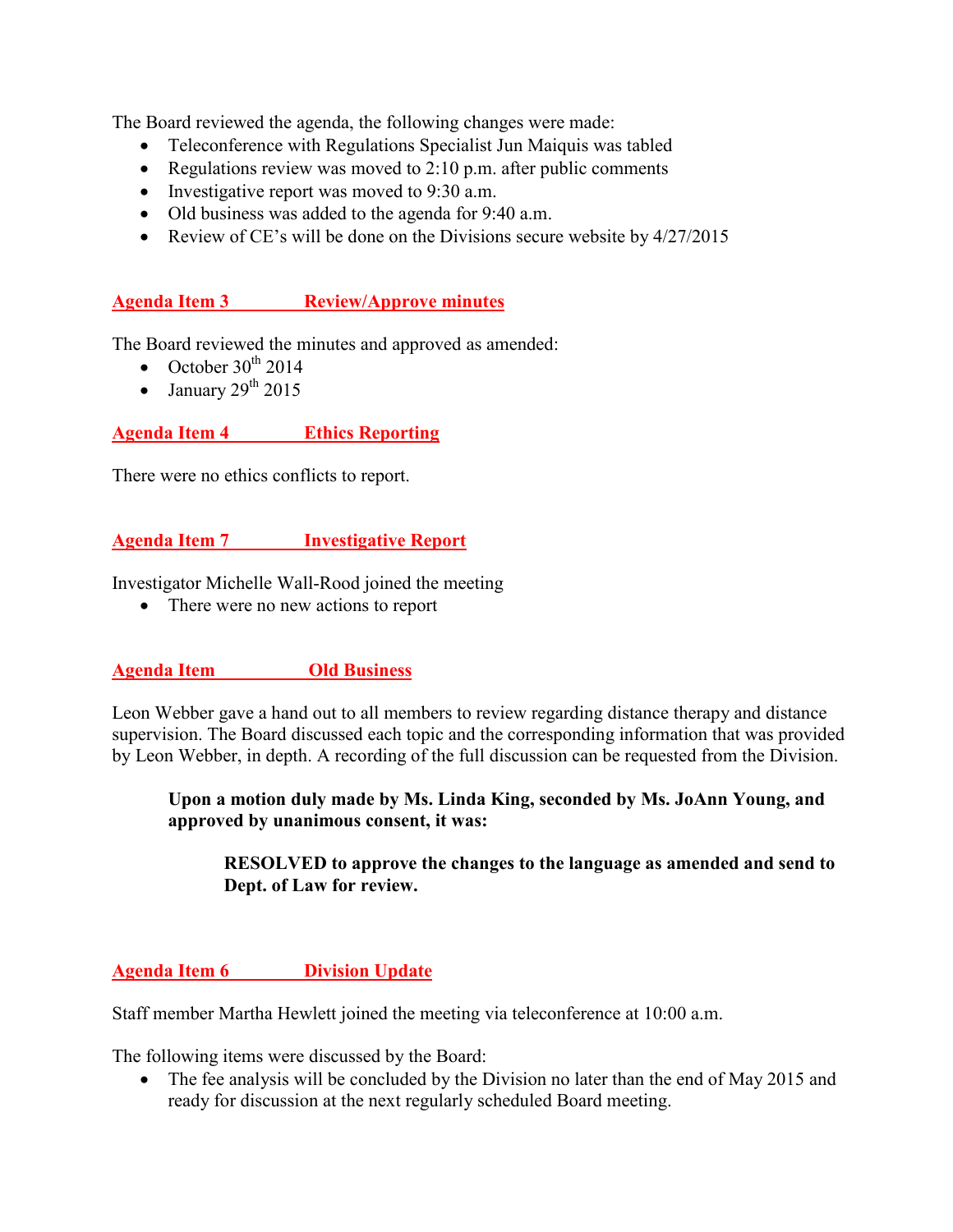The Board reviewed the agenda, the following changes were made:

- Teleconference with Regulations Specialist Jun Maiquis was tabled
- Regulations review was moved to 2:10 p.m. after public comments
- Investigative report was moved to 9:30 a.m.
- Old business was added to the agenda for 9:40 a.m.
- Review of CE's will be done on the Divisions secure website by 4/27/2015

## Agenda Item 3 Review/Approve minutes

The Board reviewed the minutes and approved as amended:

- October 30th 2014
- January 29th 2015

## Agenda Item 4 Ethics Reporting

There were no ethics conflicts to report.

## Agenda Item 7 Investigative Report

Investigator Michelle Wall-Rood joined the meeting

- There were no new actions to report

## Agenda Item Old Business

Leon Webber gave a hand out to all members to review regarding distance therapy and distance supervision. The Board discussed each topic and the corresponding information that was provided by Leon Webber, in depth. A recording of the full discussion can be requested from the Division.

> **Upon a motion duly made by Ms. Linda King, seconded by Ms. JoAnn Young, and approved by unanimous consent, it was:**
>
> > **RESOLVED to approve the changes to the language as amended and send to Dept. of Law for review.**

## Agenda Item 6 Division Update

Staff member Martha Hewlett joined the meeting via teleconference at 10:00 a.m.

The following items were discussed by the Board:

- The fee analysis will be concluded by the Division no later than the end of May 2015 and ready for discussion at the next regularly scheduled Board meeting.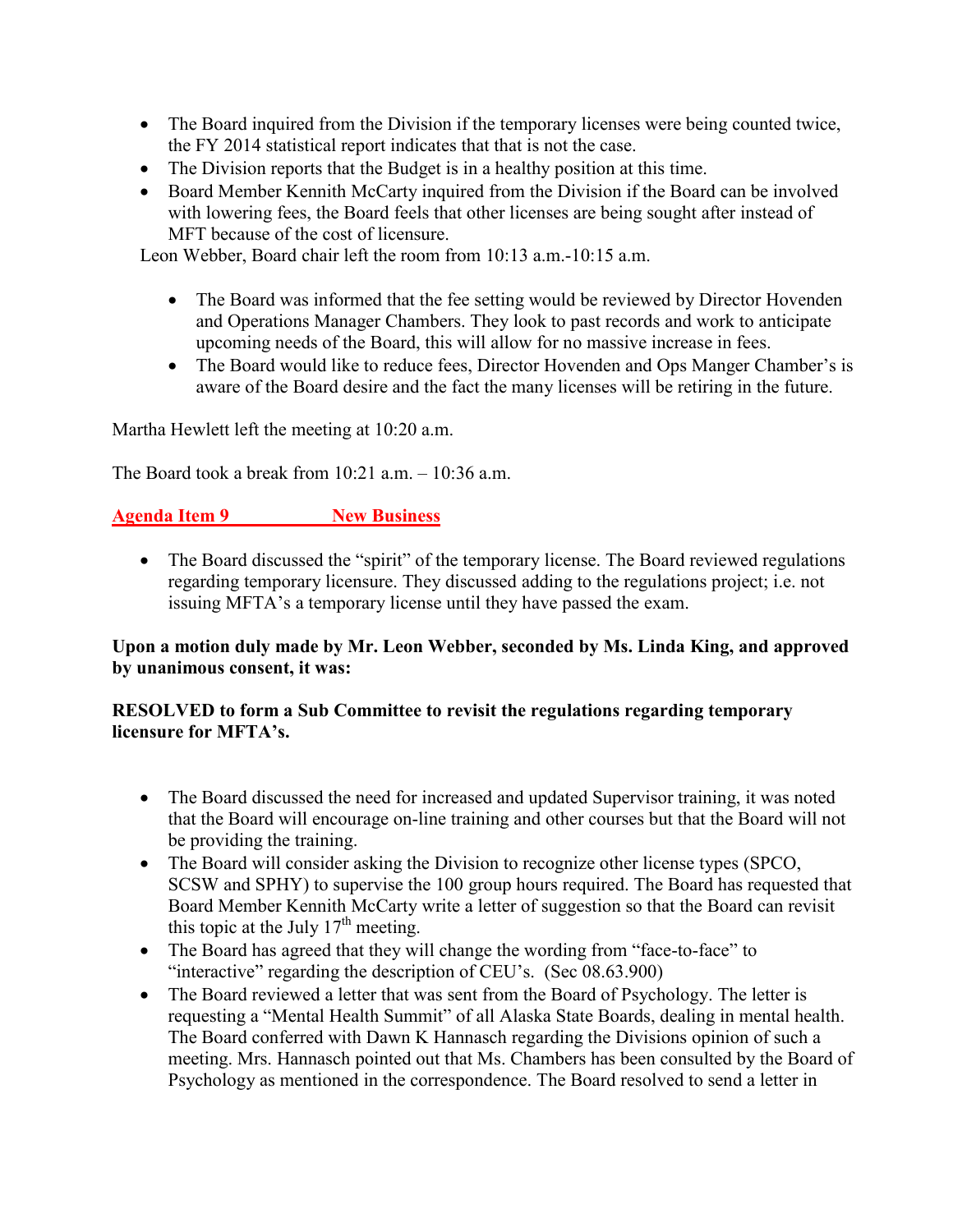- The Board inquired from the Division if the temporary licenses were being counted twice, the FY 2014 statistical report indicates that that is not the case.
- The Division reports that the Budget is in a healthy position at this time.
- Board Member Kennith McCarty inquired from the Division if the Board can be involved with lowering fees, the Board feels that other licenses are being sought after instead of MFT because of the cost of licensure.

Leon Webber, Board chair left the room from 10:13 a.m.-10:15 a.m.

- The Board was informed that the fee setting would be reviewed by Director Hovenden and Operations Manager Chambers. They look to past records and work to anticipate upcoming needs of the Board, this will allow for no massive increase in fees.
- The Board would like to reduce fees, Director Hovenden and Ops Manger Chamber's is aware of the Board desire and the fact the many licenses will be retiring in the future.

Martha Hewlett left the meeting at 10:20 a.m.

The Board took a break from 10:21 a.m. – 10:36 a.m.

## Agenda Item 9 New Business

- The Board discussed the "spirit" of the temporary license. The Board reviewed regulations regarding temporary licensure. They discussed adding to the regulations project; i.e. not issuing MFTA's a temporary license until they have passed the exam.

**Upon a motion duly made by Mr. Leon Webber, seconded by Ms. Linda King, and approved by unanimous consent, it was:**

**RESOLVED to form a Sub Committee to revisit the regulations regarding temporary licensure for MFTA's.**

- The Board discussed the need for increased and updated Supervisor training, it was noted that the Board will encourage on-line training and other courses but that the Board will not be providing the training.
- The Board will consider asking the Division to recognize other license types (SPCO, SCSW and SPHY) to supervise the 100 group hours required. The Board has requested that Board Member Kennith McCarty write a letter of suggestion so that the Board can revisit this topic at the July 17th meeting.
- The Board has agreed that they will change the wording from "face-to-face" to "interactive" regarding the description of CEU's. (Sec 08.63.900)
- The Board reviewed a letter that was sent from the Board of Psychology. The letter is requesting a "Mental Health Summit" of all Alaska State Boards, dealing in mental health. The Board conferred with Dawn K Hannasch regarding the Divisions opinion of such a meeting. Mrs. Hannasch pointed out that Ms. Chambers has been consulted by the Board of Psychology as mentioned in the correspondence. The Board resolved to send a letter in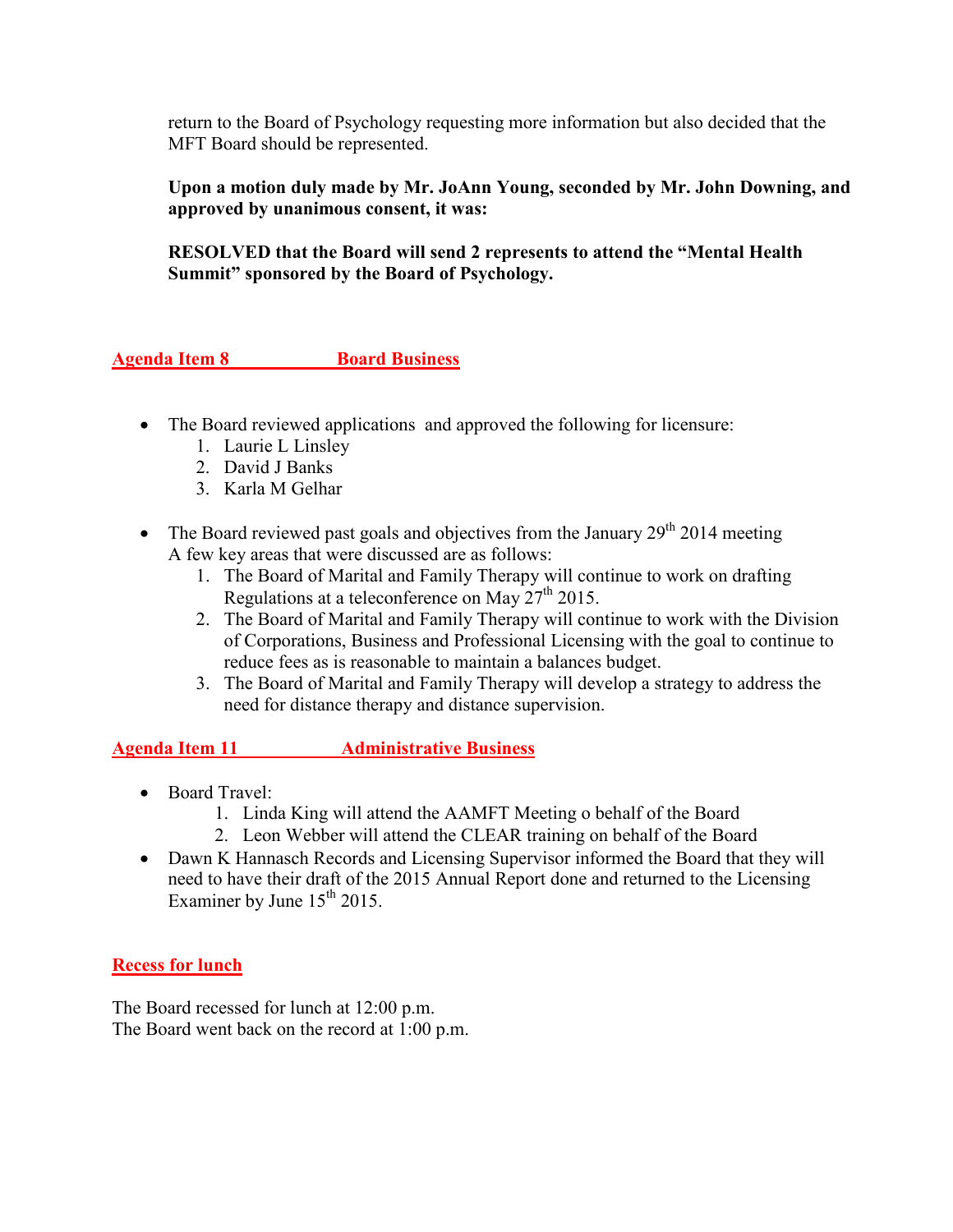return to the Board of Psychology requesting more information but also decided that the MFT Board should be represented.

**Upon a motion duly made by Mr. JoAnn Young, seconded by Mr. John Downing, and approved by unanimous consent, it was:**

**RESOLVED that the Board will send 2 represents to attend the "Mental Health Summit" sponsored by the Board of Psychology.**

## Agenda Item 8 Board Business

- The Board reviewed applications and approved the following for licensure:
  1. Laurie L Linsley
  2. David J Banks
  3. Karla M Gelhar

- The Board reviewed past goals and objectives from the January 29th 2014 meeting
  A few key areas that were discussed are as follows:
  1. The Board of Marital and Family Therapy will continue to work on drafting Regulations at a teleconference on May 27th 2015.
  2. The Board of Marital and Family Therapy will continue to work with the Division of Corporations, Business and Professional Licensing with the goal to continue to reduce fees as is reasonable to maintain a balances budget.
  3. The Board of Marital and Family Therapy will develop a strategy to address the need for distance therapy and distance supervision.

## Agenda Item 11 Administrative Business

- Board Travel:
  1. Linda King will attend the AAMFT Meeting o behalf of the Board
  2. Leon Webber will attend the CLEAR training on behalf of the Board
- Dawn K Hannasch Records and Licensing Supervisor informed the Board that they will need to have their draft of the 2015 Annual Report done and returned to the Licensing Examiner by June 15th 2015.

## Recess for lunch

The Board recessed for lunch at 12:00 p.m.
The Board went back on the record at 1:00 p.m.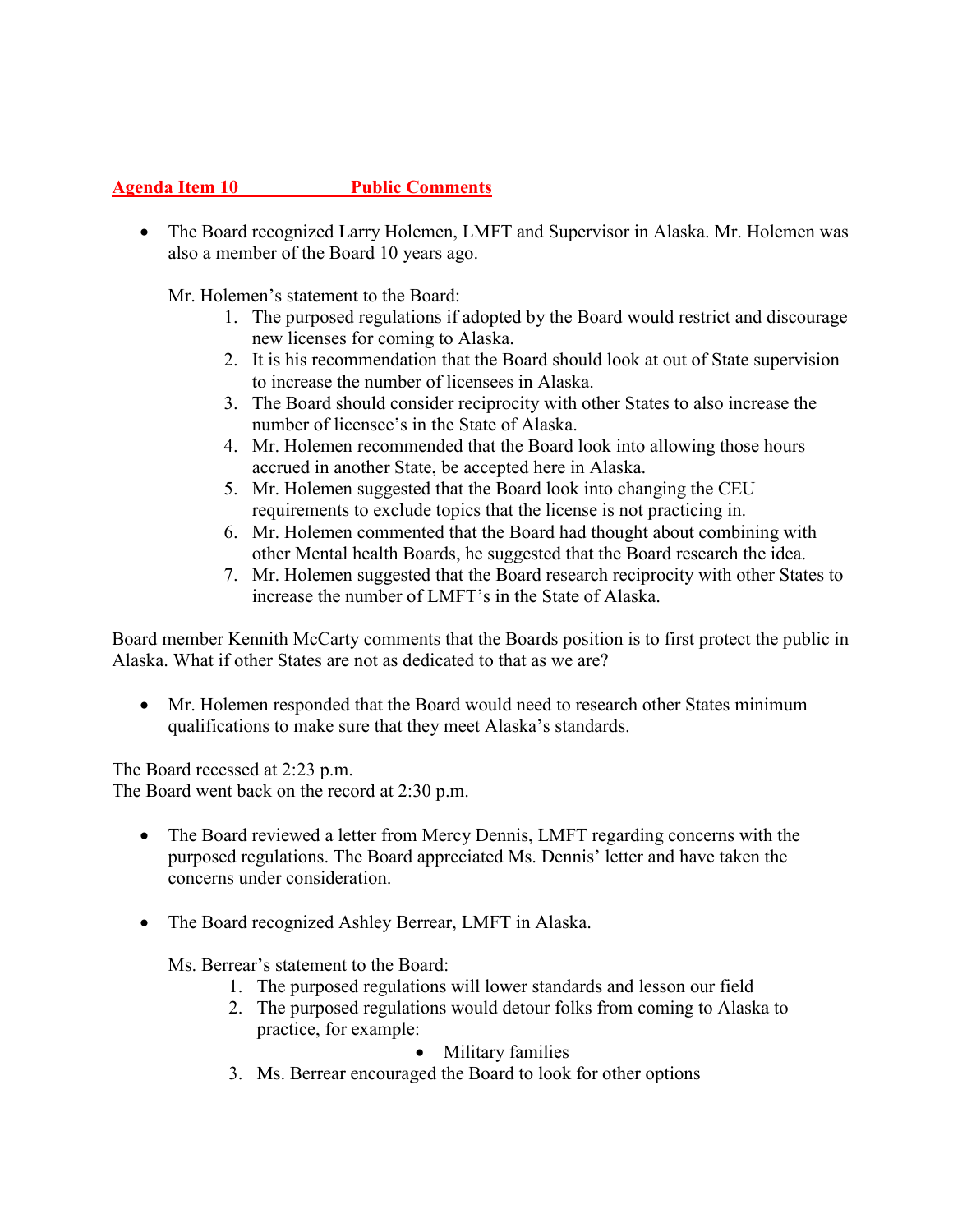## Agenda Item 10 Public Comments

- The Board recognized Larry Holemen, LMFT and Supervisor in Alaska. Mr. Holemen was also a member of the Board 10 years ago.

  Mr. Holemen's statement to the Board:
  1. The purposed regulations if adopted by the Board would restrict and discourage new licenses for coming to Alaska.
  2. It is his recommendation that the Board should look at out of State supervision to increase the number of licensees in Alaska.
  3. The Board should consider reciprocity with other States to also increase the number of licensee's in the State of Alaska.
  4. Mr. Holemen recommended that the Board look into allowing those hours accrued in another State, be accepted here in Alaska.
  5. Mr. Holemen suggested that the Board look into changing the CEU requirements to exclude topics that the license is not practicing in.
  6. Mr. Holemen commented that the Board had thought about combining with other Mental health Boards, he suggested that the Board research the idea.
  7. Mr. Holemen suggested that the Board research reciprocity with other States to increase the number of LMFT's in the State of Alaska.

Board member Kennith McCarty comments that the Boards position is to first protect the public in Alaska. What if other States are not as dedicated to that as we are?

- Mr. Holemen responded that the Board would need to research other States minimum qualifications to make sure that they meet Alaska's standards.

The Board recessed at 2:23 p.m.
The Board went back on the record at 2:30 p.m.

- The Board reviewed a letter from Mercy Dennis, LMFT regarding concerns with the purposed regulations. The Board appreciated Ms. Dennis' letter and have taken the concerns under consideration.

- The Board recognized Ashley Berrear, LMFT in Alaska.

  Ms. Berrear's statement to the Board:
  1. The purposed regulations will lower standards and lesson our field
  2. The purposed regulations would detour folks from coming to Alaska to practice, for example:
     - Military families
  3. Ms. Berrear encouraged the Board to look for other options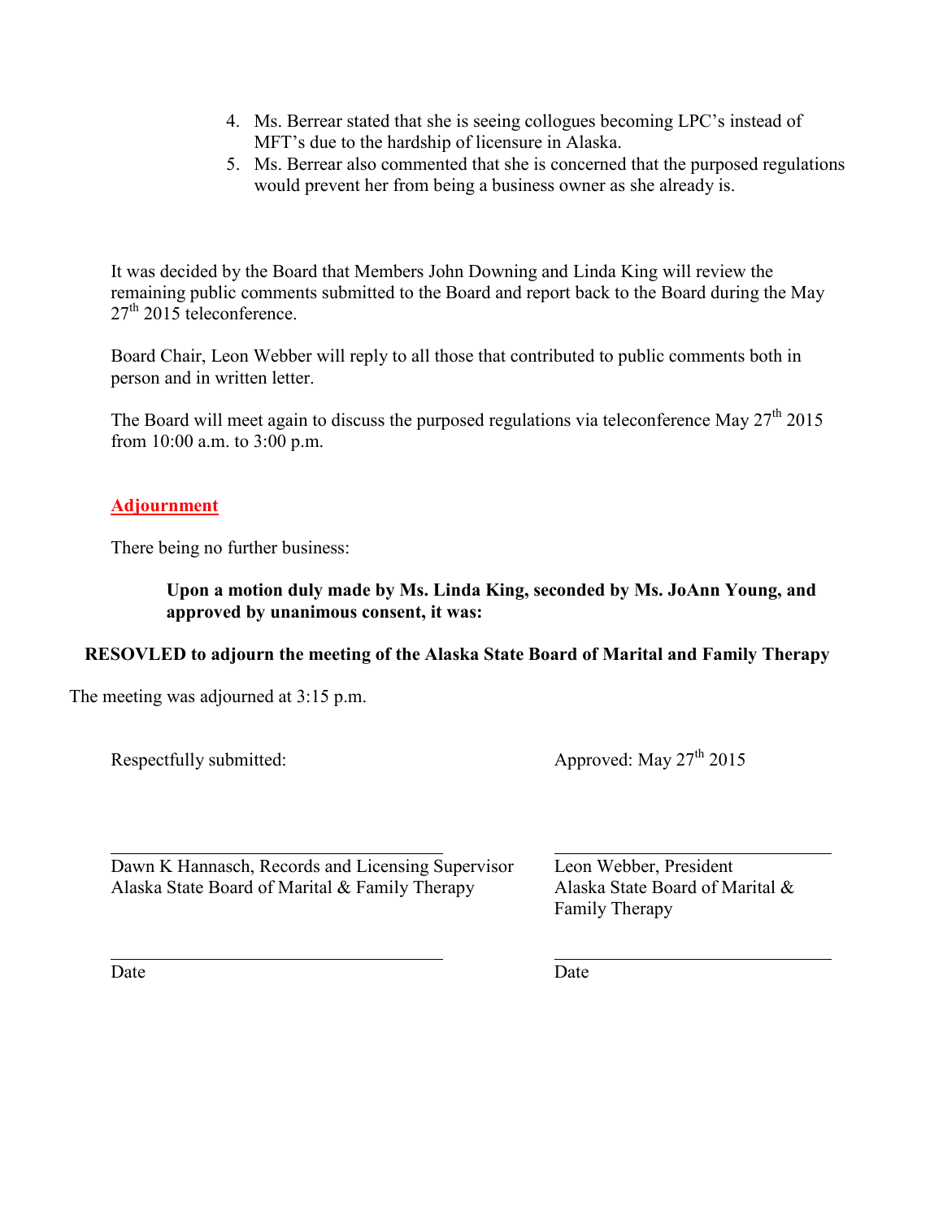4. Ms. Berrear stated that she is seeing collogues becoming LPC's instead of MFT's due to the hardship of licensure in Alaska.
5. Ms. Berrear also commented that she is concerned that the purposed regulations would prevent her from being a business owner as she already is.

It was decided by the Board that Members John Downing and Linda King will review the remaining public comments submitted to the Board and report back to the Board during the May 27th 2015 teleconference.

Board Chair, Leon Webber will reply to all those that contributed to public comments both in person and in written letter.

The Board will meet again to discuss the purposed regulations via teleconference May 27th 2015 from 10:00 a.m. to 3:00 p.m.

## Adjournment

There being no further business:

**Upon a motion duly made by Ms. Linda King, seconded by Ms. JoAnn Young, and approved by unanimous consent, it was:**

**RESOVLED to adjourn the meeting of the Alaska State Board of Marital and Family Therapy**

The meeting was adjourned at 3:15 p.m.

Respectfully submitted:

Approved: May 27th 2015

\_\_\_\_\_\_\_\_\_\_\_\_\_\_\_\_\_\_\_\_\_\_\_\_\_\_\_\_\_\_\_\_\_\_
Dawn K Hannasch, Records and Licensing Supervisor
Alaska State Board of Marital & Family Therapy

\_\_\_\_\_\_\_\_\_\_\_\_\_\_\_\_\_\_\_\_\_\_\_\_\_\_\_\_\_\_\_\_\_\_
Date

\_\_\_\_\_\_\_\_\_\_\_\_\_\_\_\_\_\_\_\_\_\_\_\_\_\_\_\_\_\_\_\_\_\_
Leon Webber, President
Alaska State Board of Marital & Family Therapy

\_\_\_\_\_\_\_\_\_\_\_\_\_\_\_\_\_\_\_\_\_\_\_\_\_\_\_\_\_\_\_\_\_\_
Date